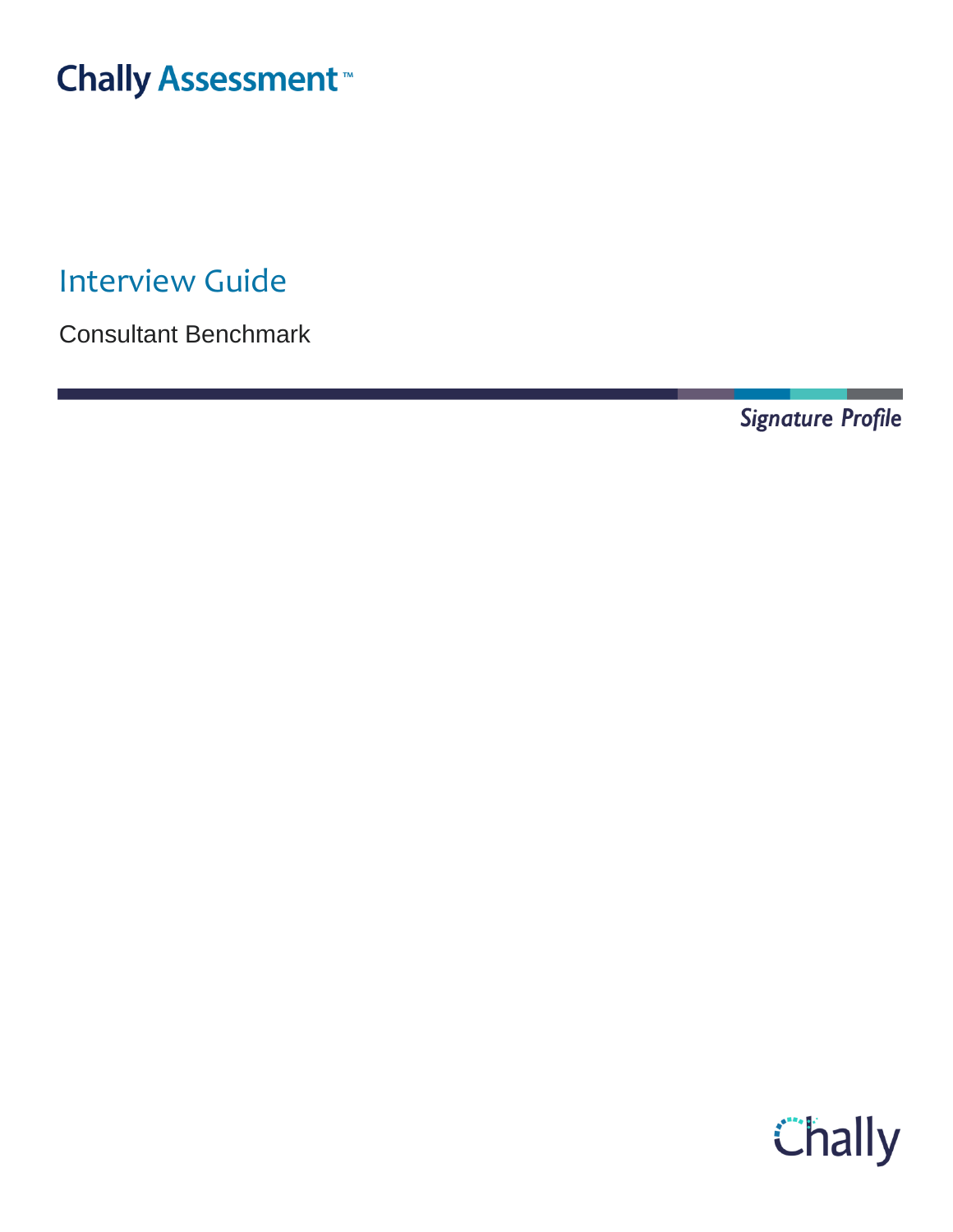Chally Assessment™

# Interview Guide

Consultant Benchmark

*Signature Profile*

Chally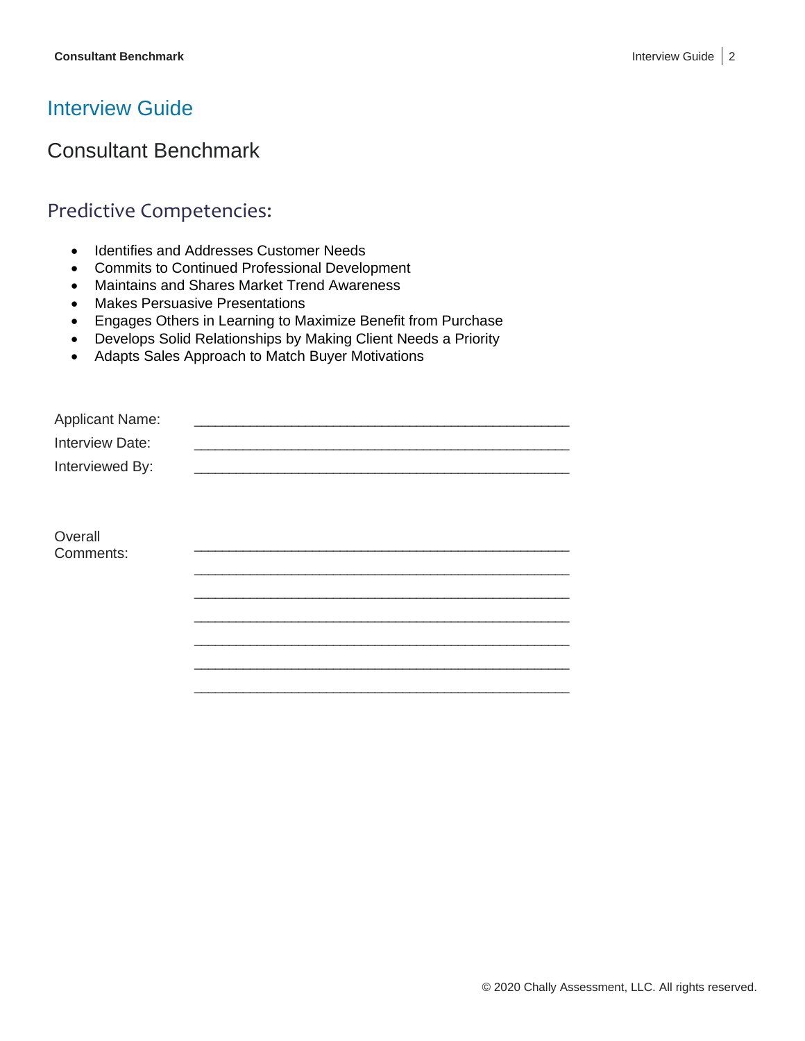# Interview Guide

## Consultant Benchmark

### Predictive Competencies:

- Identifies and Addresses Customer Needs
- Commits to Continued Professional Development
- Maintains and Shares Market Trend Awareness
- Makes Persuasive Presentations
- Engages Others in Learning to Maximize Benefit from Purchase
- Develops Solid Relationships by Making Client Needs a Priority
- Adapts Sales Approach to Match Buyer Motivations

Applicant Name: ______________________________________________

Interview Date: ______________________________________________

Interviewed By: ______________________________________________

Overall Comments: ______________________________________________

______________________________________________

______________________________________________

______________________________________________

______________________________________________

______________________________________________

______________________________________________

© 2020 Chally Assessment, LLC. All rights reserved.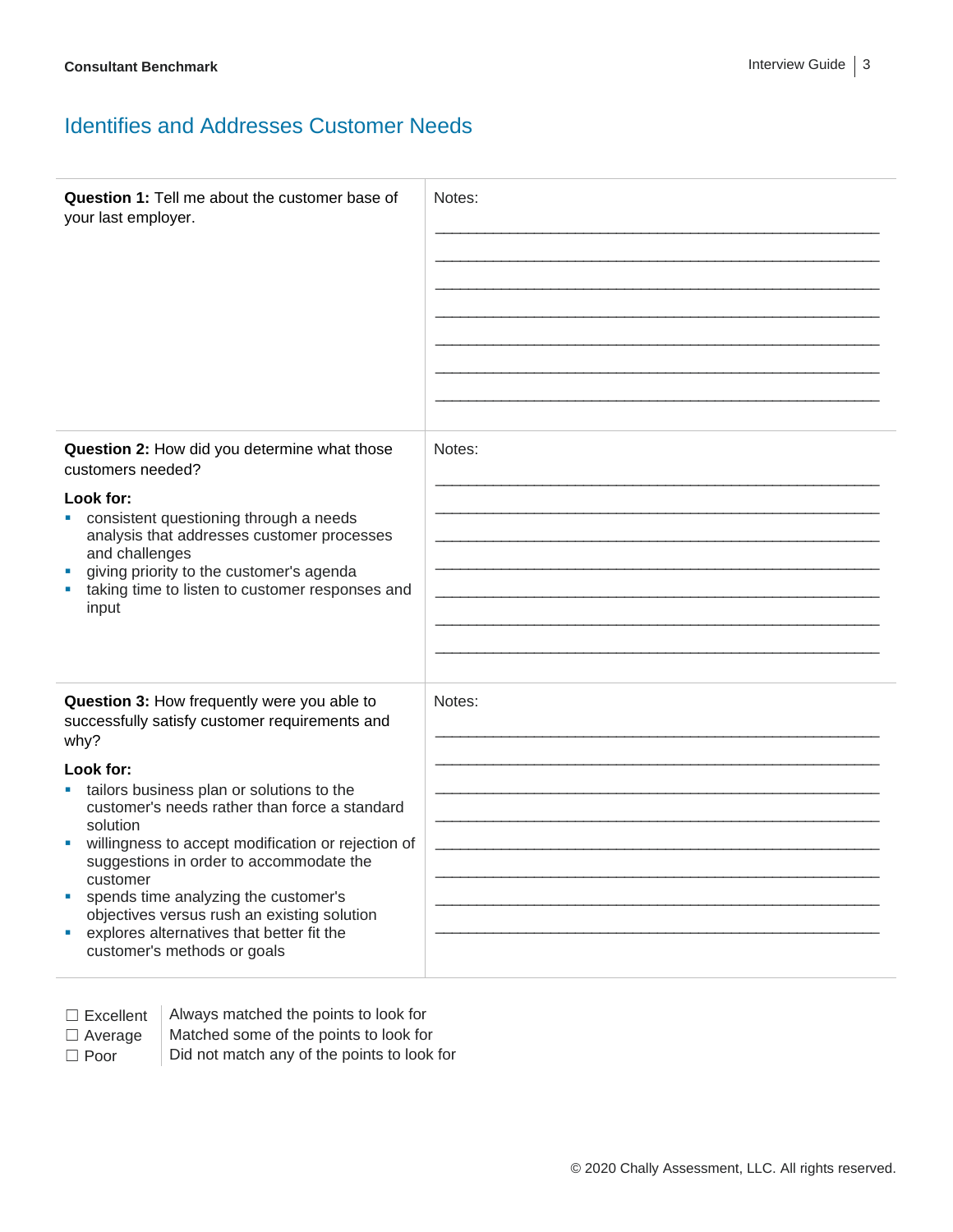## Identifies and Addresses Customer Needs

| | |
|---|---|
| **Question 1:** Tell me about the customer base of your last employer. | Notes:<br>______________________________________________<br>______________________________________________<br>______________________________________________<br>______________________________________________<br>______________________________________________<br>______________________________________________<br>______________________________________________ |
| **Question 2:** How did you determine what those customers needed?<br><br>**Look for:**<br>▪ consistent questioning through a needs analysis that addresses customer processes and challenges<br>▪ giving priority to the customer's agenda<br>▪ taking time to listen to customer responses and input | Notes:<br>______________________________________________<br>______________________________________________<br>______________________________________________<br>______________________________________________<br>______________________________________________<br>______________________________________________<br>______________________________________________ |
| **Question 3:** How frequently were you able to successfully satisfy customer requirements and why?<br><br>**Look for:**<br>▪ tailors business plan or solutions to the customer's needs rather than force a standard solution<br>▪ willingness to accept modification or rejection of suggestions in order to accommodate the customer<br>▪ spends time analyzing the customer's objectives versus rush an existing solution<br>▪ explores alternatives that better fit the customer's methods or goals | Notes:<br>______________________________________________<br>______________________________________________<br>______________________________________________<br>______________________________________________<br>______________________________________________<br>______________________________________________<br>______________________________________________<br>______________________________________________ |

| | |
|---|---|
| ☐ Excellent | Always matched the points to look for |
| ☐ Average | Matched some of the points to look for |
| ☐ Poor | Did not match any of the points to look for |

© 2020 Chally Assessment, LLC. All rights reserved.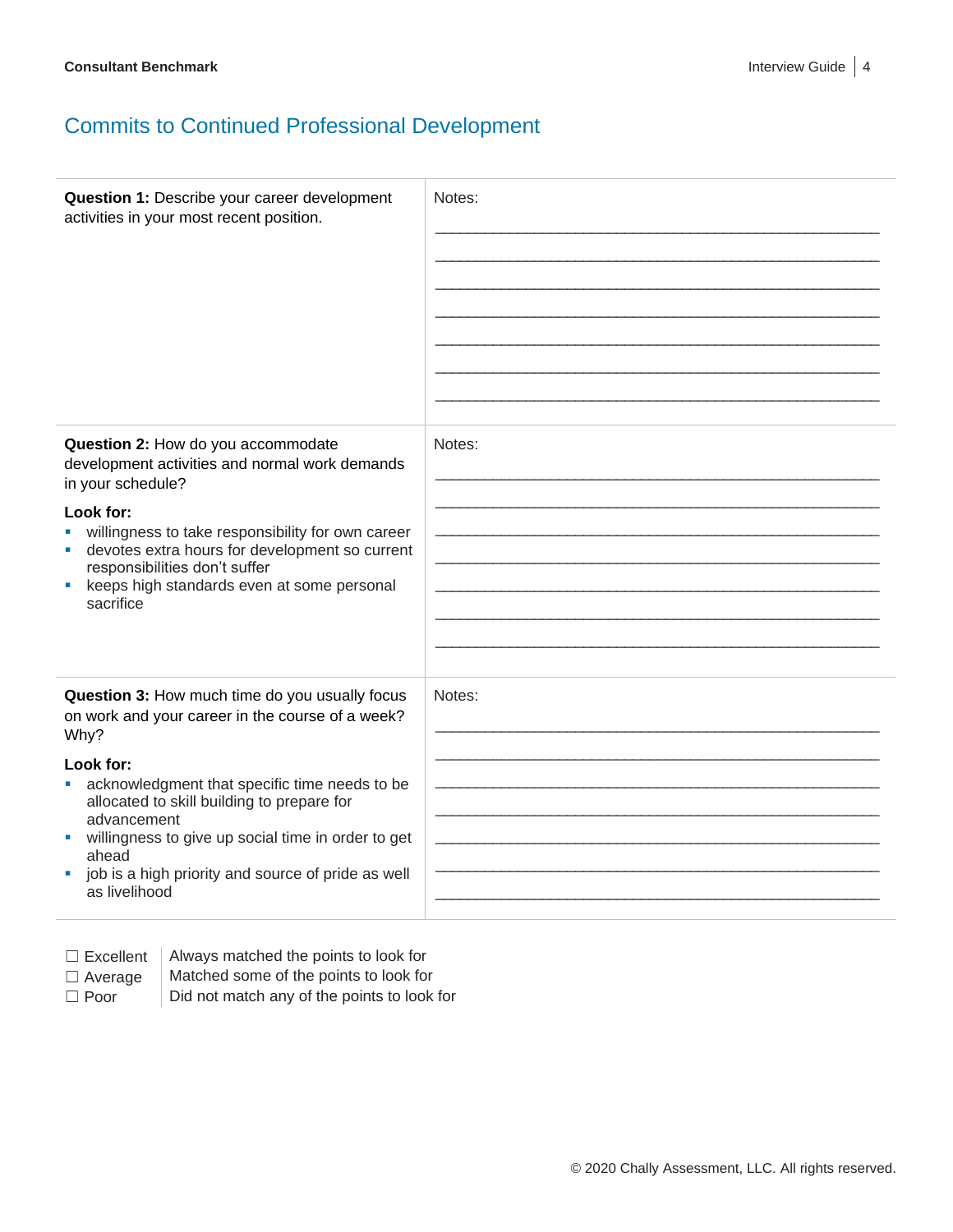## Commits to Continued Professional Development

| | |
|---|---|
| **Question 1:** Describe your career development activities in your most recent position. | Notes:<br>\_\_\_\_\_\_\_\_\_\_\_\_\_\_\_\_\_\_\_\_\_\_\_\_\_\_\_\_\_\_\_\_\_\_\_\_\_\_\_\_<br>\_\_\_\_\_\_\_\_\_\_\_\_\_\_\_\_\_\_\_\_\_\_\_\_\_\_\_\_\_\_\_\_\_\_\_\_\_\_\_\_<br>\_\_\_\_\_\_\_\_\_\_\_\_\_\_\_\_\_\_\_\_\_\_\_\_\_\_\_\_\_\_\_\_\_\_\_\_\_\_\_\_<br>\_\_\_\_\_\_\_\_\_\_\_\_\_\_\_\_\_\_\_\_\_\_\_\_\_\_\_\_\_\_\_\_\_\_\_\_\_\_\_\_<br>\_\_\_\_\_\_\_\_\_\_\_\_\_\_\_\_\_\_\_\_\_\_\_\_\_\_\_\_\_\_\_\_\_\_\_\_\_\_\_\_<br>\_\_\_\_\_\_\_\_\_\_\_\_\_\_\_\_\_\_\_\_\_\_\_\_\_\_\_\_\_\_\_\_\_\_\_\_\_\_\_\_<br>\_\_\_\_\_\_\_\_\_\_\_\_\_\_\_\_\_\_\_\_\_\_\_\_\_\_\_\_\_\_\_\_\_\_\_\_\_\_\_\_ |
| **Question 2:** How do you accommodate development activities and normal work demands in your schedule?<br><br>**Look for:**<br>▪ willingness to take responsibility for own career<br>▪ devotes extra hours for development so current responsibilities don't suffer<br>▪ keeps high standards even at some personal sacrifice | Notes:<br>\_\_\_\_\_\_\_\_\_\_\_\_\_\_\_\_\_\_\_\_\_\_\_\_\_\_\_\_\_\_\_\_\_\_\_\_\_\_\_\_<br>\_\_\_\_\_\_\_\_\_\_\_\_\_\_\_\_\_\_\_\_\_\_\_\_\_\_\_\_\_\_\_\_\_\_\_\_\_\_\_\_<br>\_\_\_\_\_\_\_\_\_\_\_\_\_\_\_\_\_\_\_\_\_\_\_\_\_\_\_\_\_\_\_\_\_\_\_\_\_\_\_\_<br>\_\_\_\_\_\_\_\_\_\_\_\_\_\_\_\_\_\_\_\_\_\_\_\_\_\_\_\_\_\_\_\_\_\_\_\_\_\_\_\_<br>\_\_\_\_\_\_\_\_\_\_\_\_\_\_\_\_\_\_\_\_\_\_\_\_\_\_\_\_\_\_\_\_\_\_\_\_\_\_\_\_<br>\_\_\_\_\_\_\_\_\_\_\_\_\_\_\_\_\_\_\_\_\_\_\_\_\_\_\_\_\_\_\_\_\_\_\_\_\_\_\_\_<br>\_\_\_\_\_\_\_\_\_\_\_\_\_\_\_\_\_\_\_\_\_\_\_\_\_\_\_\_\_\_\_\_\_\_\_\_\_\_\_\_ |
| **Question 3:** How much time do you usually focus on work and your career in the course of a week? Why?<br><br>**Look for:**<br>▪ acknowledgment that specific time needs to be allocated to skill building to prepare for advancement<br>▪ willingness to give up social time in order to get ahead<br>▪ job is a high priority and source of pride as well as livelihood | Notes:<br>\_\_\_\_\_\_\_\_\_\_\_\_\_\_\_\_\_\_\_\_\_\_\_\_\_\_\_\_\_\_\_\_\_\_\_\_\_\_\_\_<br>\_\_\_\_\_\_\_\_\_\_\_\_\_\_\_\_\_\_\_\_\_\_\_\_\_\_\_\_\_\_\_\_\_\_\_\_\_\_\_\_<br>\_\_\_\_\_\_\_\_\_\_\_\_\_\_\_\_\_\_\_\_\_\_\_\_\_\_\_\_\_\_\_\_\_\_\_\_\_\_\_\_<br>\_\_\_\_\_\_\_\_\_\_\_\_\_\_\_\_\_\_\_\_\_\_\_\_\_\_\_\_\_\_\_\_\_\_\_\_\_\_\_\_<br>\_\_\_\_\_\_\_\_\_\_\_\_\_\_\_\_\_\_\_\_\_\_\_\_\_\_\_\_\_\_\_\_\_\_\_\_\_\_\_\_<br>\_\_\_\_\_\_\_\_\_\_\_\_\_\_\_\_\_\_\_\_\_\_\_\_\_\_\_\_\_\_\_\_\_\_\_\_\_\_\_\_<br>\_\_\_\_\_\_\_\_\_\_\_\_\_\_\_\_\_\_\_\_\_\_\_\_\_\_\_\_\_\_\_\_\_\_\_\_\_\_\_\_ |

| | |
|---|---|
| ☐ Excellent | Always matched the points to look for |
| ☐ Average | Matched some of the points to look for |
| ☐ Poor | Did not match any of the points to look for |

© 2020 Chally Assessment, LLC. All rights reserved.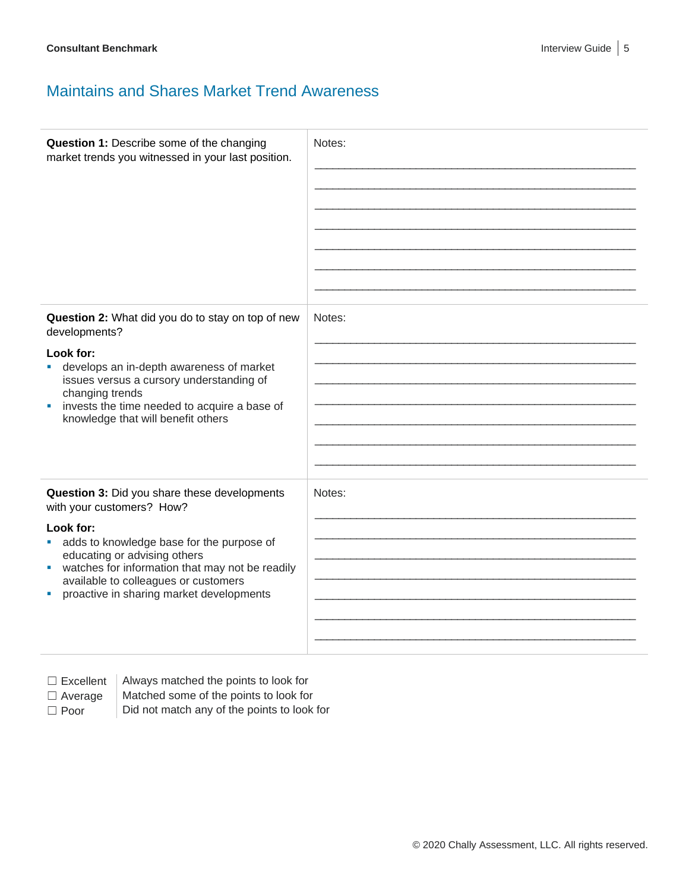## Maintains and Shares Market Trend Awareness

| | |
|---|---|
| **Question 1:** Describe some of the changing market trends you witnessed in your last position. | Notes:<br>_______________________________________________<br>_______________________________________________<br>_______________________________________________<br>_______________________________________________<br>_______________________________________________<br>_______________________________________________<br>_______________________________________________ |
| **Question 2:** What did you do to stay on top of new developments?<br><br>**Look for:**<br>▪ develops an in-depth awareness of market issues versus a cursory understanding of changing trends<br>▪ invests the time needed to acquire a base of knowledge that will benefit others | Notes:<br>_______________________________________________<br>_______________________________________________<br>_______________________________________________<br>_______________________________________________<br>_______________________________________________<br>_______________________________________________<br>_______________________________________________ |
| **Question 3:** Did you share these developments with your customers? How?<br><br>**Look for:**<br>▪ adds to knowledge base for the purpose of educating or advising others<br>▪ watches for information that may not be readily available to colleagues or customers<br>▪ proactive in sharing market developments | Notes:<br>_______________________________________________<br>_______________________________________________<br>_______________________________________________<br>_______________________________________________<br>_______________________________________________<br>_______________________________________________<br>_______________________________________________ |

| | |
|---|---|
| ☐ Excellent | Always matched the points to look for |
| ☐ Average | Matched some of the points to look for |
| ☐ Poor | Did not match any of the points to look for |

© 2020 Chally Assessment, LLC. All rights reserved.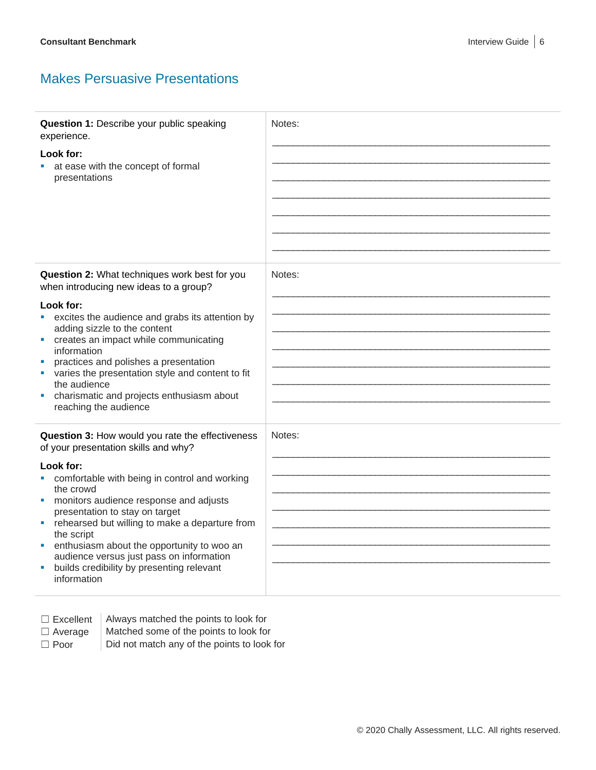## Makes Persuasive Presentations

| | |
|---|---|
| **Question 1:** Describe your public speaking experience.<br><br>**Look for:**<br>▪ at ease with the concept of formal presentations | Notes:<br>\_\_\_\_\_\_\_\_\_\_\_\_\_\_\_\_\_\_\_\_\_\_\_\_\_\_\_\_\_\_\_\_\_\_\_\_\_\_\_\_<br>\_\_\_\_\_\_\_\_\_\_\_\_\_\_\_\_\_\_\_\_\_\_\_\_\_\_\_\_\_\_\_\_\_\_\_\_\_\_\_\_<br>\_\_\_\_\_\_\_\_\_\_\_\_\_\_\_\_\_\_\_\_\_\_\_\_\_\_\_\_\_\_\_\_\_\_\_\_\_\_\_\_<br>\_\_\_\_\_\_\_\_\_\_\_\_\_\_\_\_\_\_\_\_\_\_\_\_\_\_\_\_\_\_\_\_\_\_\_\_\_\_\_\_<br>\_\_\_\_\_\_\_\_\_\_\_\_\_\_\_\_\_\_\_\_\_\_\_\_\_\_\_\_\_\_\_\_\_\_\_\_\_\_\_\_<br>\_\_\_\_\_\_\_\_\_\_\_\_\_\_\_\_\_\_\_\_\_\_\_\_\_\_\_\_\_\_\_\_\_\_\_\_\_\_\_\_<br>\_\_\_\_\_\_\_\_\_\_\_\_\_\_\_\_\_\_\_\_\_\_\_\_\_\_\_\_\_\_\_\_\_\_\_\_\_\_\_\_ |
| **Question 2:** What techniques work best for you when introducing new ideas to a group?<br><br>**Look for:**<br>▪ excites the audience and grabs its attention by adding sizzle to the content<br>▪ creates an impact while communicating information<br>▪ practices and polishes a presentation<br>▪ varies the presentation style and content to fit the audience<br>▪ charismatic and projects enthusiasm about reaching the audience | Notes:<br>\_\_\_\_\_\_\_\_\_\_\_\_\_\_\_\_\_\_\_\_\_\_\_\_\_\_\_\_\_\_\_\_\_\_\_\_\_\_\_\_<br>\_\_\_\_\_\_\_\_\_\_\_\_\_\_\_\_\_\_\_\_\_\_\_\_\_\_\_\_\_\_\_\_\_\_\_\_\_\_\_\_<br>\_\_\_\_\_\_\_\_\_\_\_\_\_\_\_\_\_\_\_\_\_\_\_\_\_\_\_\_\_\_\_\_\_\_\_\_\_\_\_\_<br>\_\_\_\_\_\_\_\_\_\_\_\_\_\_\_\_\_\_\_\_\_\_\_\_\_\_\_\_\_\_\_\_\_\_\_\_\_\_\_\_<br>\_\_\_\_\_\_\_\_\_\_\_\_\_\_\_\_\_\_\_\_\_\_\_\_\_\_\_\_\_\_\_\_\_\_\_\_\_\_\_\_<br>\_\_\_\_\_\_\_\_\_\_\_\_\_\_\_\_\_\_\_\_\_\_\_\_\_\_\_\_\_\_\_\_\_\_\_\_\_\_\_\_<br>\_\_\_\_\_\_\_\_\_\_\_\_\_\_\_\_\_\_\_\_\_\_\_\_\_\_\_\_\_\_\_\_\_\_\_\_\_\_\_\_ |
| **Question 3:** How would you rate the effectiveness of your presentation skills and why?<br><br>**Look for:**<br>▪ comfortable with being in control and working the crowd<br>▪ monitors audience response and adjusts presentation to stay on target<br>▪ rehearsed but willing to make a departure from the script<br>▪ enthusiasm about the opportunity to woo an audience versus just pass on information<br>▪ builds credibility by presenting relevant information | Notes:<br>\_\_\_\_\_\_\_\_\_\_\_\_\_\_\_\_\_\_\_\_\_\_\_\_\_\_\_\_\_\_\_\_\_\_\_\_\_\_\_\_<br>\_\_\_\_\_\_\_\_\_\_\_\_\_\_\_\_\_\_\_\_\_\_\_\_\_\_\_\_\_\_\_\_\_\_\_\_\_\_\_\_<br>\_\_\_\_\_\_\_\_\_\_\_\_\_\_\_\_\_\_\_\_\_\_\_\_\_\_\_\_\_\_\_\_\_\_\_\_\_\_\_\_<br>\_\_\_\_\_\_\_\_\_\_\_\_\_\_\_\_\_\_\_\_\_\_\_\_\_\_\_\_\_\_\_\_\_\_\_\_\_\_\_\_<br>\_\_\_\_\_\_\_\_\_\_\_\_\_\_\_\_\_\_\_\_\_\_\_\_\_\_\_\_\_\_\_\_\_\_\_\_\_\_\_\_<br>\_\_\_\_\_\_\_\_\_\_\_\_\_\_\_\_\_\_\_\_\_\_\_\_\_\_\_\_\_\_\_\_\_\_\_\_\_\_\_\_<br>\_\_\_\_\_\_\_\_\_\_\_\_\_\_\_\_\_\_\_\_\_\_\_\_\_\_\_\_\_\_\_\_\_\_\_\_\_\_\_\_ |

| | |
|---|---|
| ☐ Excellent | Always matched the points to look for |
| ☐ Average | Matched some of the points to look for |
| ☐ Poor | Did not match any of the points to look for |

© 2020 Chally Assessment, LLC. All rights reserved.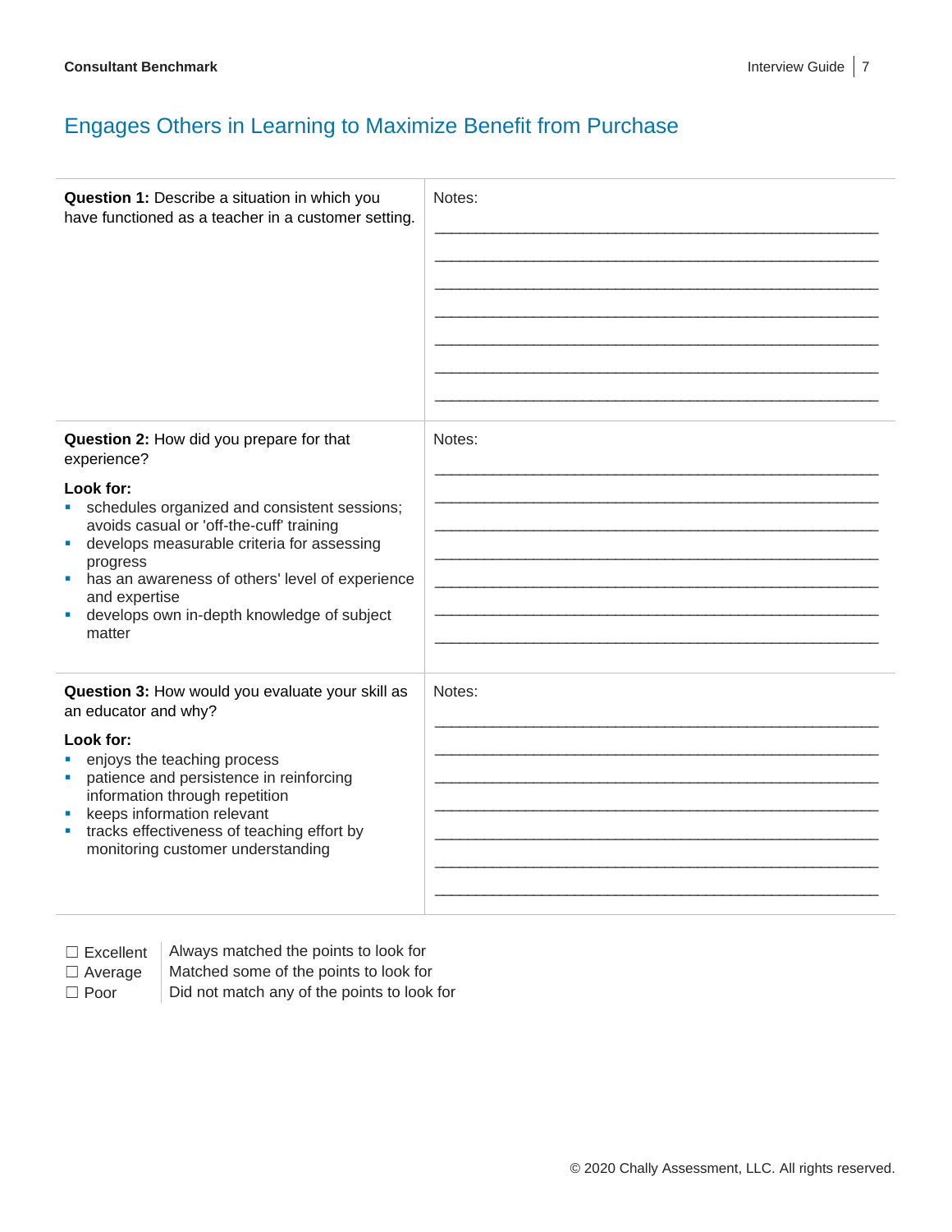## Engages Others in Learning to Maximize Benefit from Purchase

| | |
|---|---|
| **Question 1:** Describe a situation in which you have functioned as a teacher in a customer setting. | Notes: |
| **Question 2:** How did you prepare for that experience?<br><br>**Look for:**<br>- schedules organized and consistent sessions; avoids casual or 'off-the-cuff' training<br>- develops measurable criteria for assessing progress<br>- has an awareness of others' level of experience and expertise<br>- develops own in-depth knowledge of subject matter | Notes: |
| **Question 3:** How would you evaluate your skill as an educator and why?<br><br>**Look for:**<br>- enjoys the teaching process<br>- patience and persistence in reinforcing information through repetition<br>- keeps information relevant<br>- tracks effectiveness of teaching effort by monitoring customer understanding | Notes: |

| | |
|---|---|
| ☐ Excellent | Always matched the points to look for |
| ☐ Average | Matched some of the points to look for |
| ☐ Poor | Did not match any of the points to look for |

© 2020 Chally Assessment, LLC. All rights reserved.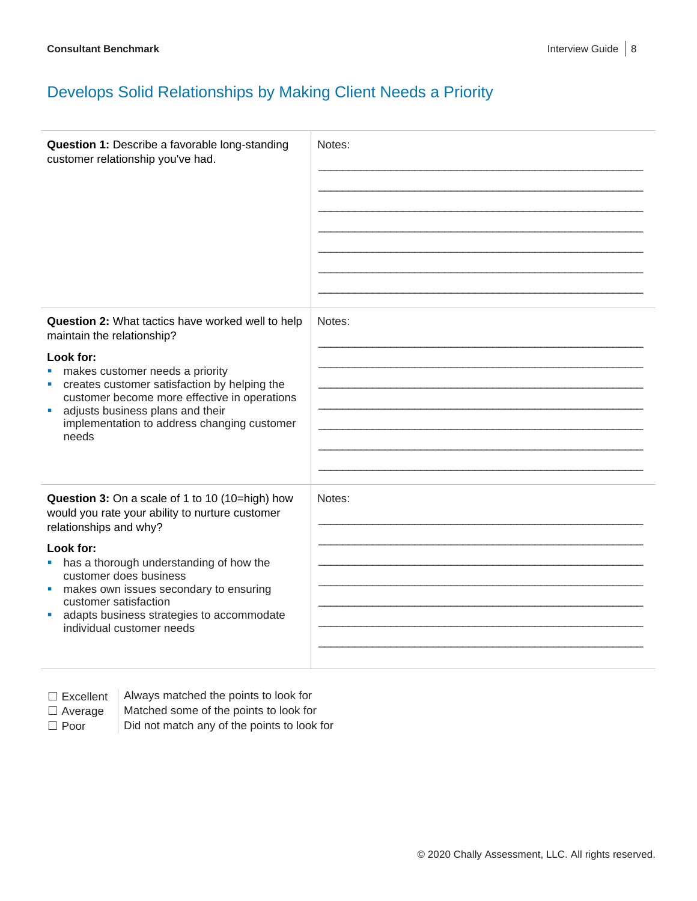## Develops Solid Relationships by Making Client Needs a Priority

| | |
|---|---|
| **Question 1:** Describe a favorable long-standing customer relationship you've had. | Notes: |
| **Question 2:** What tactics have worked well to help maintain the relationship?<br><br>**Look for:**<br>- makes customer needs a priority<br>- creates customer satisfaction by helping the customer become more effective in operations<br>- adjusts business plans and their implementation to address changing customer needs | Notes: |
| **Question 3:** On a scale of 1 to 10 (10=high) how would you rate your ability to nurture customer relationships and why?<br><br>**Look for:**<br>- has a thorough understanding of how the customer does business<br>- makes own issues secondary to ensuring customer satisfaction<br>- adapts business strategies to accommodate individual customer needs | Notes: |

| | |
|---|---|
| ☐ Excellent | Always matched the points to look for |
| ☐ Average | Matched some of the points to look for |
| ☐ Poor | Did not match any of the points to look for |

© 2020 Chally Assessment, LLC. All rights reserved.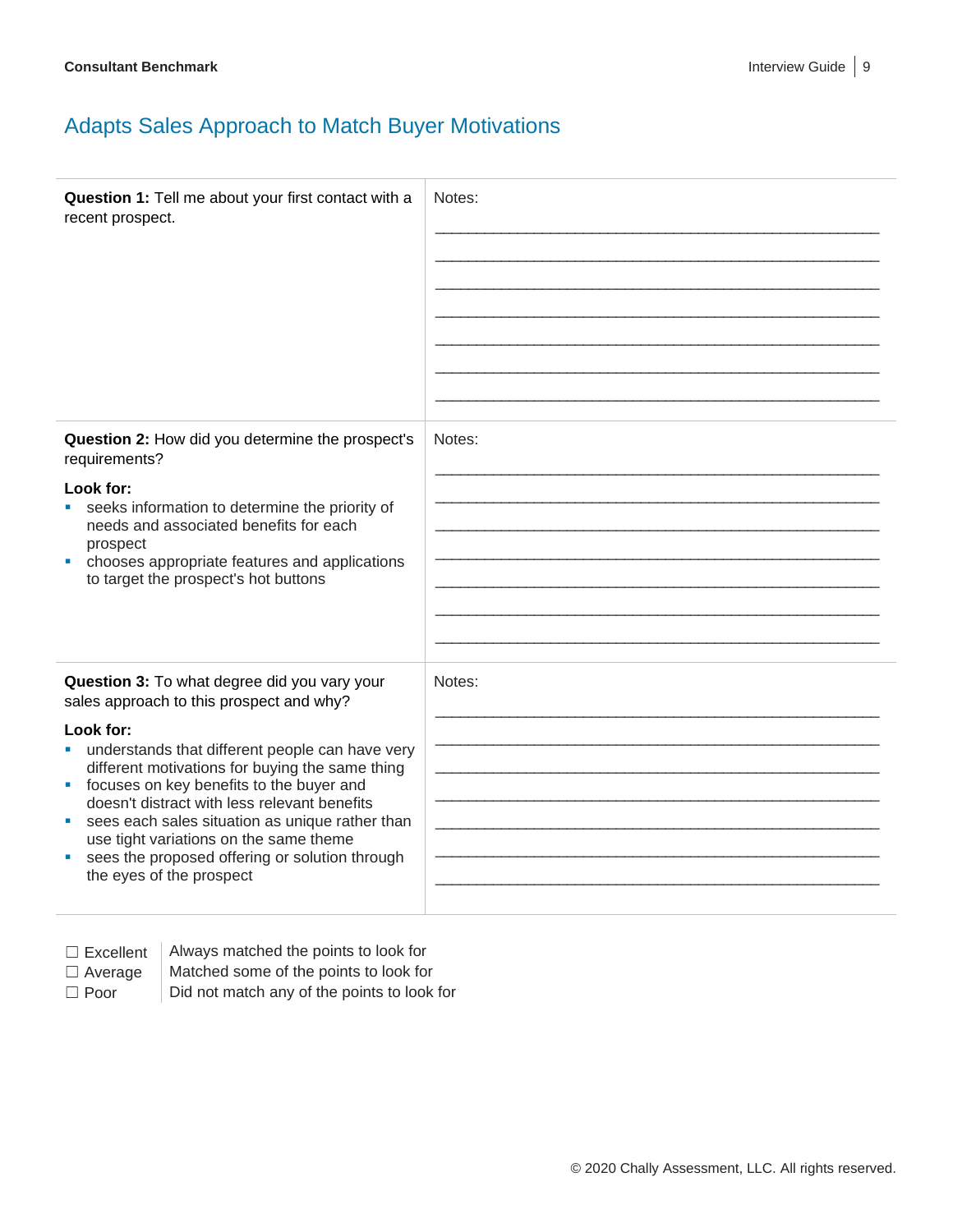## Adapts Sales Approach to Match Buyer Motivations

| | |
|---|---|
| **Question 1:** Tell me about your first contact with a recent prospect. | Notes:<br>\_\_\_\_\_\_\_\_\_\_\_\_\_\_\_\_\_\_\_\_\_\_\_\_\_\_\_\_\_\_\_\_\_\_\_\_\_\_\_\_\_\_\_\_\_\_\_\_\_\_\_\_<br>\_\_\_\_\_\_\_\_\_\_\_\_\_\_\_\_\_\_\_\_\_\_\_\_\_\_\_\_\_\_\_\_\_\_\_\_\_\_\_\_\_\_\_\_\_\_\_\_\_\_\_\_<br>\_\_\_\_\_\_\_\_\_\_\_\_\_\_\_\_\_\_\_\_\_\_\_\_\_\_\_\_\_\_\_\_\_\_\_\_\_\_\_\_\_\_\_\_\_\_\_\_\_\_\_\_<br>\_\_\_\_\_\_\_\_\_\_\_\_\_\_\_\_\_\_\_\_\_\_\_\_\_\_\_\_\_\_\_\_\_\_\_\_\_\_\_\_\_\_\_\_\_\_\_\_\_\_\_\_<br>\_\_\_\_\_\_\_\_\_\_\_\_\_\_\_\_\_\_\_\_\_\_\_\_\_\_\_\_\_\_\_\_\_\_\_\_\_\_\_\_\_\_\_\_\_\_\_\_\_\_\_\_<br>\_\_\_\_\_\_\_\_\_\_\_\_\_\_\_\_\_\_\_\_\_\_\_\_\_\_\_\_\_\_\_\_\_\_\_\_\_\_\_\_\_\_\_\_\_\_\_\_\_\_\_\_<br>\_\_\_\_\_\_\_\_\_\_\_\_\_\_\_\_\_\_\_\_\_\_\_\_\_\_\_\_\_\_\_\_\_\_\_\_\_\_\_\_\_\_\_\_\_\_\_\_\_\_\_\_ |
| **Question 2:** How did you determine the prospect's requirements?<br><br>**Look for:**<br>▪ seeks information to determine the priority of needs and associated benefits for each prospect<br>▪ chooses appropriate features and applications to target the prospect's hot buttons | Notes:<br>\_\_\_\_\_\_\_\_\_\_\_\_\_\_\_\_\_\_\_\_\_\_\_\_\_\_\_\_\_\_\_\_\_\_\_\_\_\_\_\_\_\_\_\_\_\_\_\_\_\_\_\_<br>\_\_\_\_\_\_\_\_\_\_\_\_\_\_\_\_\_\_\_\_\_\_\_\_\_\_\_\_\_\_\_\_\_\_\_\_\_\_\_\_\_\_\_\_\_\_\_\_\_\_\_\_<br>\_\_\_\_\_\_\_\_\_\_\_\_\_\_\_\_\_\_\_\_\_\_\_\_\_\_\_\_\_\_\_\_\_\_\_\_\_\_\_\_\_\_\_\_\_\_\_\_\_\_\_\_<br>\_\_\_\_\_\_\_\_\_\_\_\_\_\_\_\_\_\_\_\_\_\_\_\_\_\_\_\_\_\_\_\_\_\_\_\_\_\_\_\_\_\_\_\_\_\_\_\_\_\_\_\_<br>\_\_\_\_\_\_\_\_\_\_\_\_\_\_\_\_\_\_\_\_\_\_\_\_\_\_\_\_\_\_\_\_\_\_\_\_\_\_\_\_\_\_\_\_\_\_\_\_\_\_\_\_<br>\_\_\_\_\_\_\_\_\_\_\_\_\_\_\_\_\_\_\_\_\_\_\_\_\_\_\_\_\_\_\_\_\_\_\_\_\_\_\_\_\_\_\_\_\_\_\_\_\_\_\_\_<br>\_\_\_\_\_\_\_\_\_\_\_\_\_\_\_\_\_\_\_\_\_\_\_\_\_\_\_\_\_\_\_\_\_\_\_\_\_\_\_\_\_\_\_\_\_\_\_\_\_\_\_\_ |
| **Question 3:** To what degree did you vary your sales approach to this prospect and why?<br><br>**Look for:**<br>▪ understands that different people can have very different motivations for buying the same thing<br>▪ focuses on key benefits to the buyer and doesn't distract with less relevant benefits<br>▪ sees each sales situation as unique rather than use tight variations on the same theme<br>▪ sees the proposed offering or solution through the eyes of the prospect | Notes:<br>\_\_\_\_\_\_\_\_\_\_\_\_\_\_\_\_\_\_\_\_\_\_\_\_\_\_\_\_\_\_\_\_\_\_\_\_\_\_\_\_\_\_\_\_\_\_\_\_\_\_\_\_<br>\_\_\_\_\_\_\_\_\_\_\_\_\_\_\_\_\_\_\_\_\_\_\_\_\_\_\_\_\_\_\_\_\_\_\_\_\_\_\_\_\_\_\_\_\_\_\_\_\_\_\_\_<br>\_\_\_\_\_\_\_\_\_\_\_\_\_\_\_\_\_\_\_\_\_\_\_\_\_\_\_\_\_\_\_\_\_\_\_\_\_\_\_\_\_\_\_\_\_\_\_\_\_\_\_\_<br>\_\_\_\_\_\_\_\_\_\_\_\_\_\_\_\_\_\_\_\_\_\_\_\_\_\_\_\_\_\_\_\_\_\_\_\_\_\_\_\_\_\_\_\_\_\_\_\_\_\_\_\_<br>\_\_\_\_\_\_\_\_\_\_\_\_\_\_\_\_\_\_\_\_\_\_\_\_\_\_\_\_\_\_\_\_\_\_\_\_\_\_\_\_\_\_\_\_\_\_\_\_\_\_\_\_<br>\_\_\_\_\_\_\_\_\_\_\_\_\_\_\_\_\_\_\_\_\_\_\_\_\_\_\_\_\_\_\_\_\_\_\_\_\_\_\_\_\_\_\_\_\_\_\_\_\_\_\_\_<br>\_\_\_\_\_\_\_\_\_\_\_\_\_\_\_\_\_\_\_\_\_\_\_\_\_\_\_\_\_\_\_\_\_\_\_\_\_\_\_\_\_\_\_\_\_\_\_\_\_\_\_\_ |

| | |
|---|---|
| ☐ Excellent | Always matched the points to look for |
| ☐ Average | Matched some of the points to look for |
| ☐ Poor | Did not match any of the points to look for |

© 2020 Chally Assessment, LLC. All rights reserved.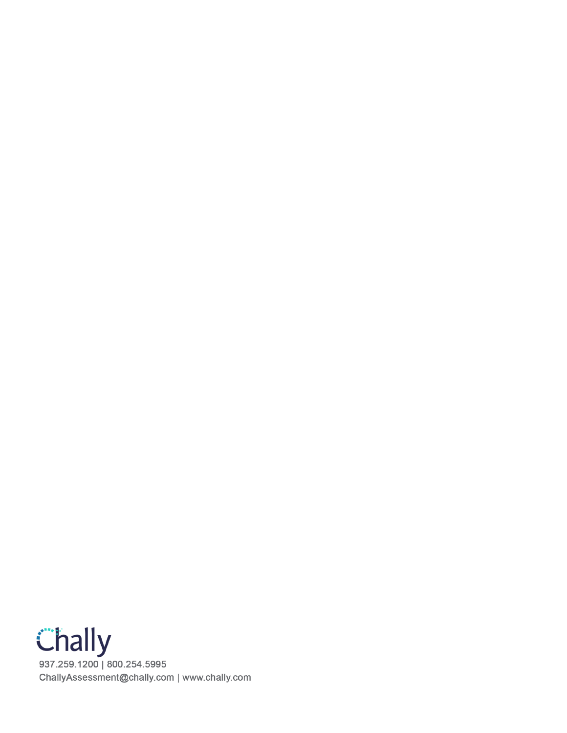Chally

937.259.1200 | 800.254.5995

ChallyAssessment@chally.com | www.chally.com